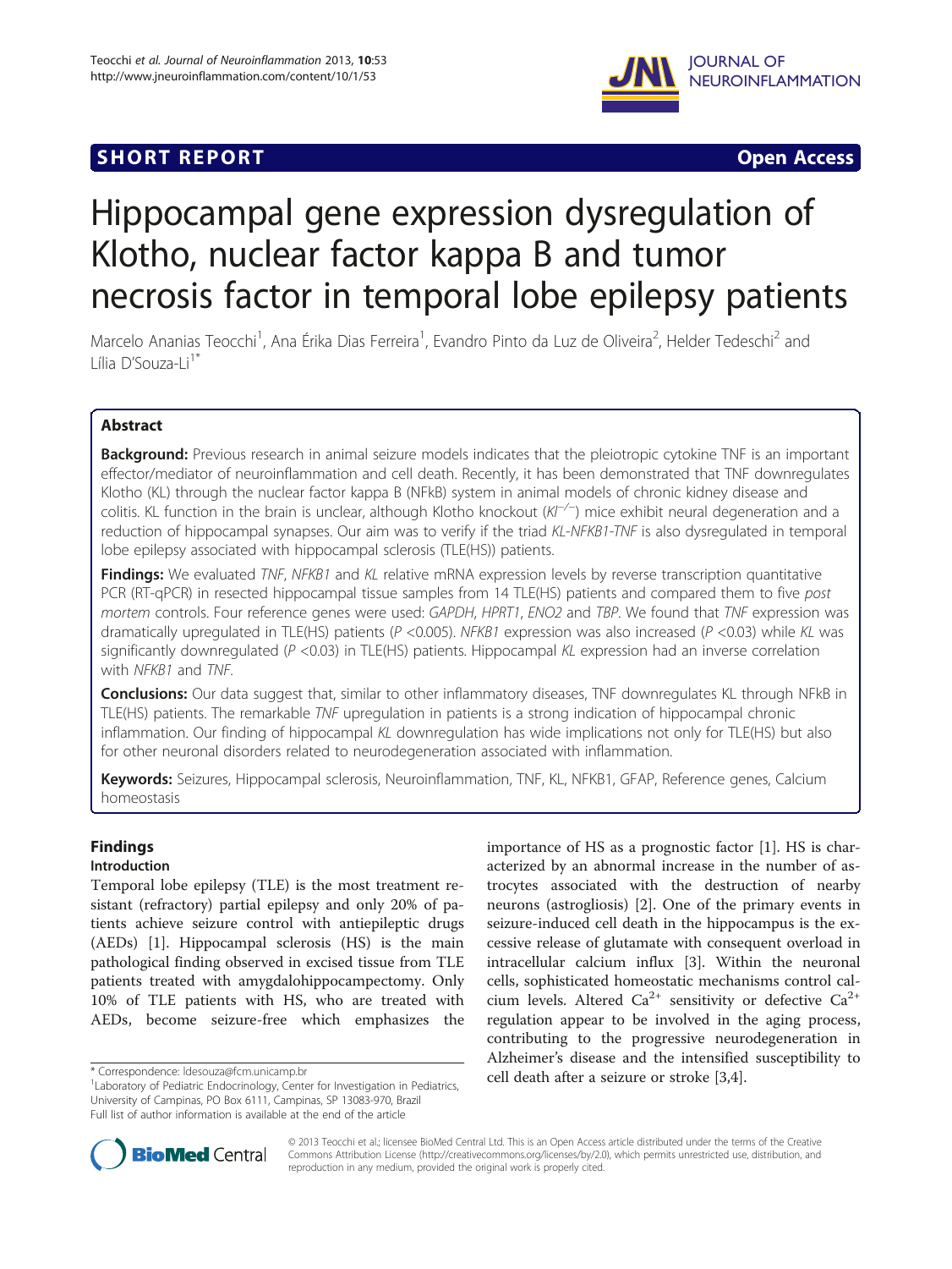SHORT REPORT

Open Access

# Hippocampal gene expression dysregulation of Klotho, nuclear factor kappa B and tumor necrosis factor in temporal lobe epilepsy patients

Marcelo Ananias Teocchi[1], Ana Érika Dias Ferreira[1], Evandro Pinto da Luz de Oliveira[2], Helder Tedeschi[2] and Lília D'Souza-Li[1*]

## Abstract

**Background:** Previous research in animal seizure models indicates that the pleiotropic cytokine TNF is an important effector/mediator of neuroinflammation and cell death. Recently, it has been demonstrated that TNF downregulates Klotho (KL) through the nuclear factor kappa B (NFkB) system in animal models of chronic kidney disease and colitis. KL function in the brain is unclear, although Klotho knockout ($Kl^{-/-}$) mice exhibit neural degeneration and a reduction of hippocampal synapses. Our aim was to verify if the triad *KL-NFKB1-TNF* is also dysregulated in temporal lobe epilepsy associated with hippocampal sclerosis (TLE(HS)) patients.

**Findings:** We evaluated *TNF*, *NFKB1* and *KL* relative mRNA expression levels by reverse transcription quantitative PCR (RT-qPCR) in resected hippocampal tissue samples from 14 TLE(HS) patients and compared them to five *post mortem* controls. Four reference genes were used: *GAPDH*, *HPRT1*, *ENO2* and *TBP*. We found that *TNF* expression was dramatically upregulated in TLE(HS) patients ($P$ <0.005). *NFKB1* expression was also increased ($P$ <0.03) while *KL* was significantly downregulated ($P$ <0.03) in TLE(HS) patients. Hippocampal *KL* expression had an inverse correlation with *NFKB1* and *TNF*.

**Conclusions:** Our data suggest that, similar to other inflammatory diseases, TNF downregulates KL through NFkB in TLE(HS) patients. The remarkable *TNF* upregulation in patients is a strong indication of hippocampal chronic inflammation. Our finding of hippocampal *KL* downregulation has wide implications not only for TLE(HS) but also for other neuronal disorders related to neurodegeneration associated with inflammation.

**Keywords:** Seizures, Hippocampal sclerosis, Neuroinflammation, TNF, KL, NFKB1, GFAP, Reference genes, Calcium homeostasis

## Findings

### Introduction

Temporal lobe epilepsy (TLE) is the most treatment resistant (refractory) partial epilepsy and only 20% of patients achieve seizure control with antiepileptic drugs (AEDs) [1]. Hippocampal sclerosis (HS) is the main pathological finding observed in excised tissue from TLE patients treated with amygdalohippocampectomy. Only 10% of TLE patients with HS, who are treated with AEDs, become seizure-free which emphasizes the importance of HS as a prognostic factor [1]. HS is characterized by an abnormal increase in the number of astrocytes associated with the destruction of nearby neurons (astrogliosis) [2]. One of the primary events in seizure-induced cell death in the hippocampus is the excessive release of glutamate with consequent overload in intracellular calcium influx [3]. Within the neuronal cells, sophisticated homeostatic mechanisms control calcium levels. Altered $Ca^{2+}$ sensitivity or defective $Ca^{2+}$ regulation appear to be involved in the aging process, contributing to the progressive neurodegeneration in Alzheimer's disease and the intensified susceptibility to cell death after a seizure or stroke [3,4].

\* Correspondence: ldesouza@fcm.unicamp.br
[1]Laboratory of Pediatric Endocrinology, Center for Investigation in Pediatrics, University of Campinas, PO Box 6111, Campinas, SP 13083-970, Brazil
Full list of author information is available at the end of the article

© 2013 Teocchi et al.; licensee BioMed Central Ltd. This is an Open Access article distributed under the terms of the Creative Commons Attribution License (http://creativecommons.org/licenses/by/2.0), which permits unrestricted use, distribution, and reproduction in any medium, provided the original work is properly cited.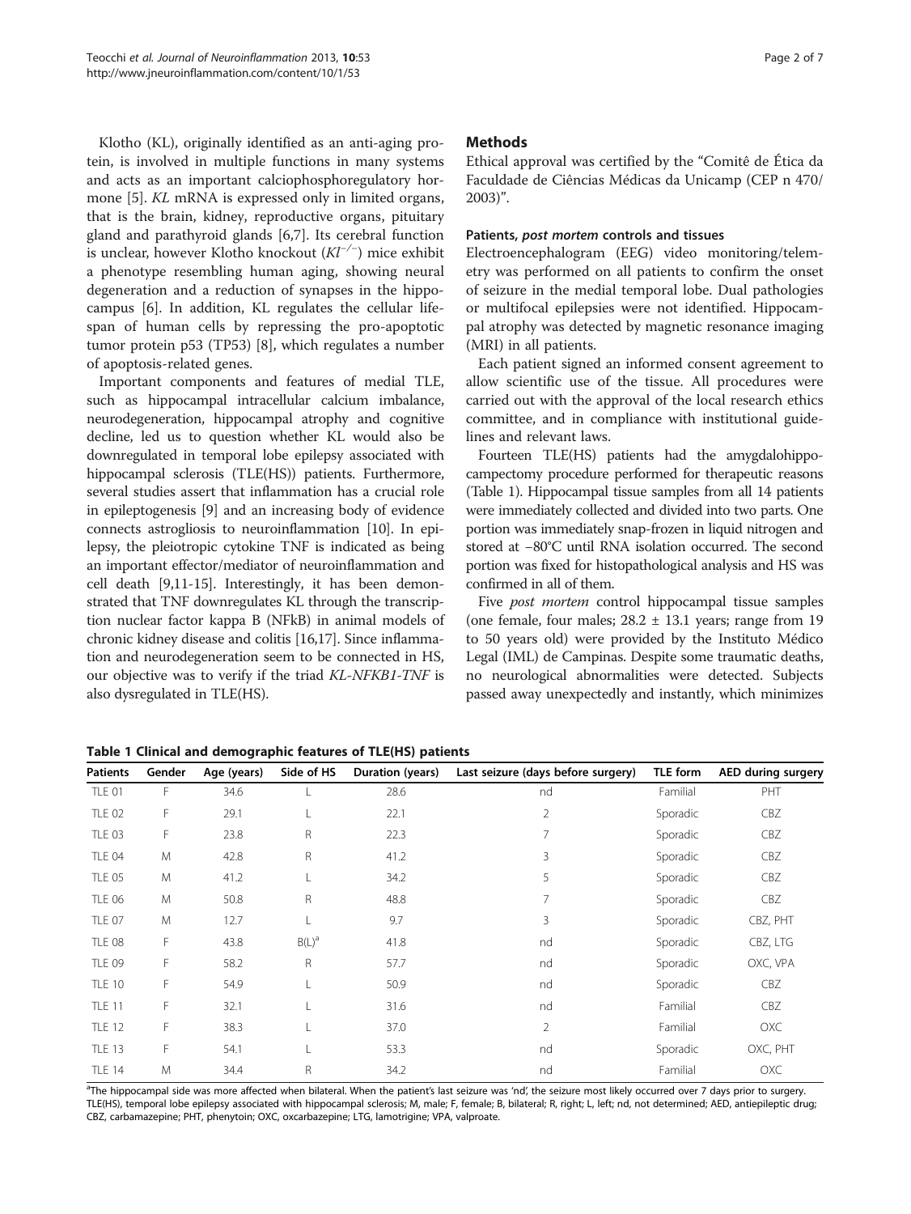Klotho (KL), originally identified as an anti-aging protein, is involved in multiple functions in many systems and acts as an important calciophosphoregulatory hormone [5]. *KL* mRNA is expressed only in limited organs, that is the brain, kidney, reproductive organs, pituitary gland and parathyroid glands [6,7]. Its cerebral function is unclear, however Klotho knockout ($Kl^{-/-}$) mice exhibit a phenotype resembling human aging, showing neural degeneration and a reduction of synapses in the hippocampus [6]. In addition, KL regulates the cellular lifespan of human cells by repressing the pro-apoptotic tumor protein p53 (TP53) [8], which regulates a number of apoptosis-related genes.

Important components and features of medial TLE, such as hippocampal intracellular calcium imbalance, neurodegeneration, hippocampal atrophy and cognitive decline, led us to question whether KL would also be downregulated in temporal lobe epilepsy associated with hippocampal sclerosis (TLE(HS)) patients. Furthermore, several studies assert that inflammation has a crucial role in epileptogenesis [9] and an increasing body of evidence connects astrogliosis to neuroinflammation [10]. In epilepsy, the pleiotropic cytokine TNF is indicated as being an important effector/mediator of neuroinflammation and cell death [9,11-15]. Interestingly, it has been demonstrated that TNF downregulates KL through the transcription nuclear factor kappa B (NFkB) in animal models of chronic kidney disease and colitis [16,17]. Since inflammation and neurodegeneration seem to be connected in HS, our objective was to verify if the triad *KL-NFKB1-TNF* is also dysregulated in TLE(HS).

## Methods

Ethical approval was certified by the "Comitê de Ética da Faculdade de Ciências Médicas da Unicamp (CEP n 470/2003)".

### Patients, *post mortem* controls and tissues

Electroencephalogram (EEG) video monitoring/telemetry was performed on all patients to confirm the onset of seizure in the medial temporal lobe. Dual pathologies or multifocal epilepsies were not identified. Hippocampal atrophy was detected by magnetic resonance imaging (MRI) in all patients.

Each patient signed an informed consent agreement to allow scientific use of the tissue. All procedures were carried out with the approval of the local research ethics committee, and in compliance with institutional guidelines and relevant laws.

Fourteen TLE(HS) patients had the amygdalohippocampectomy procedure performed for therapeutic reasons (Table 1). Hippocampal tissue samples from all 14 patients were immediately collected and divided into two parts. One portion was immediately snap-frozen in liquid nitrogen and stored at −80°C until RNA isolation occurred. The second portion was fixed for histopathological analysis and HS was confirmed in all of them.

Five *post mortem* control hippocampal tissue samples (one female, four males; 28.2 ± 13.1 years; range from 19 to 50 years old) were provided by the Instituto Médico Legal (IML) de Campinas. Despite some traumatic deaths, no neurological abnormalities were detected. Subjects passed away unexpectedly and instantly, which minimizes

**Table 1 Clinical and demographic features of TLE(HS) patients**

| Patients | Gender | Age (years) | Side of HS | Duration (years) | Last seizure (days before surgery) | TLE form | AED during surgery |
|---|---|---|---|---|---|---|---|
| TLE 01 | F | 34.6 | L | 28.6 | nd | Familial | PHT |
| TLE 02 | F | 29.1 | L | 22.1 | 2 | Sporadic | CBZ |
| TLE 03 | F | 23.8 | R | 22.3 | 7 | Sporadic | CBZ |
| TLE 04 | M | 42.8 | R | 41.2 | 3 | Sporadic | CBZ |
| TLE 05 | M | 41.2 | L | 34.2 | 5 | Sporadic | CBZ |
| TLE 06 | M | 50.8 | R | 48.8 | 7 | Sporadic | CBZ |
| TLE 07 | M | 12.7 | L | 9.7 | 3 | Sporadic | CBZ, PHT |
| TLE 08 | F | 43.8 | B(L)[a] | 41.8 | nd | Sporadic | CBZ, LTG |
| TLE 09 | F | 58.2 | R | 57.7 | nd | Sporadic | OXC, VPA |
| TLE 10 | F | 54.9 | L | 50.9 | nd | Sporadic | CBZ |
| TLE 11 | F | 32.1 | L | 31.6 | nd | Familial | CBZ |
| TLE 12 | F | 38.3 | L | 37.0 | 2 | Familial | OXC |
| TLE 13 | F | 54.1 | L | 53.3 | nd | Sporadic | OXC, PHT |
| TLE 14 | M | 34.4 | R | 34.2 | nd | Familial | OXC |

[a]The hippocampal side was more affected when bilateral. When the patient's last seizure was 'nd', the seizure most likely occurred over 7 days prior to surgery. TLE(HS), temporal lobe epilepsy associated with hippocampal sclerosis; M, male; F, female; B, bilateral; R, right; L, left; nd, not determined; AED, antiepileptic drug; CBZ, carbamazepine; PHT, phenytoin; OXC, oxcarbazepine; LTG, lamotrigine; VPA, valproate.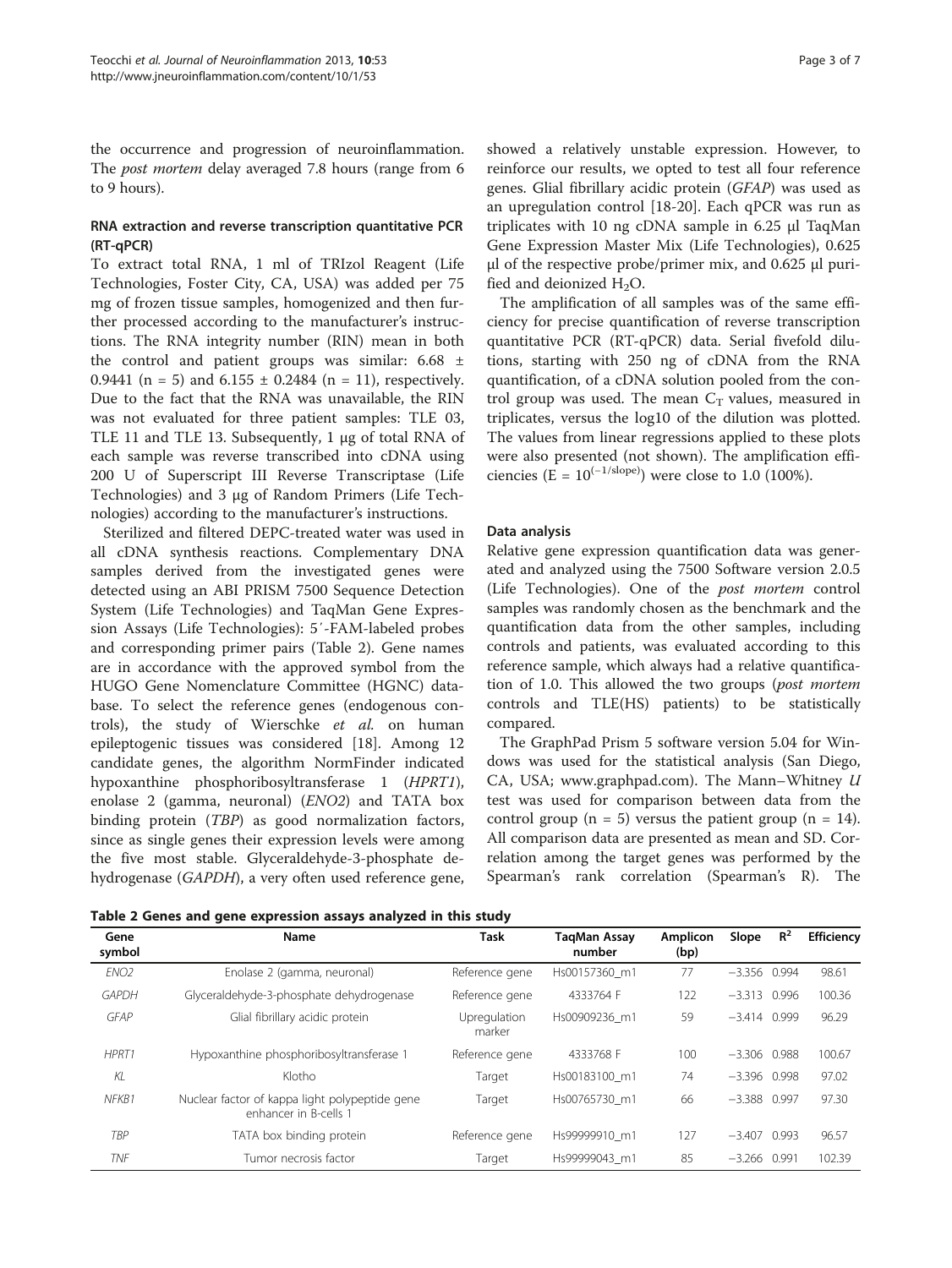the occurrence and progression of neuroinflammation. The *post mortem* delay averaged 7.8 hours (range from 6 to 9 hours).

### RNA extraction and reverse transcription quantitative PCR (RT-qPCR)

To extract total RNA, 1 ml of TRIzol Reagent (Life Technologies, Foster City, CA, USA) was added per 75 mg of frozen tissue samples, homogenized and then further processed according to the manufacturer's instructions. The RNA integrity number (RIN) mean in both the control and patient groups was similar: 6.68 ± 0.9441 (n = 5) and 6.155 ± 0.2484 (n = 11), respectively. Due to the fact that the RNA was unavailable, the RIN was not evaluated for three patient samples: TLE 03, TLE 11 and TLE 13. Subsequently, 1 μg of total RNA of each sample was reverse transcribed into cDNA using 200 U of Superscript III Reverse Transcriptase (Life Technologies) and 3 μg of Random Primers (Life Technologies) according to the manufacturer's instructions.

Sterilized and filtered DEPC-treated water was used in all cDNA synthesis reactions. Complementary DNA samples derived from the investigated genes were detected using an ABI PRISM 7500 Sequence Detection System (Life Technologies) and TaqMan Gene Expression Assays (Life Technologies): 5′-FAM-labeled probes and corresponding primer pairs (Table 2). Gene names are in accordance with the approved symbol from the HUGO Gene Nomenclature Committee (HGNC) database. To select the reference genes (endogenous controls), the study of Wierschke *et al.* on human epileptogenic tissues was considered [18]. Among 12 candidate genes, the algorithm NormFinder indicated hypoxanthine phosphoribosyltransferase 1 (*HPRT1*), enolase 2 (gamma, neuronal) (*ENO2*) and TATA box binding protein (*TBP*) as good normalization factors, since as single genes their expression levels were among the five most stable. Glyceraldehyde-3-phosphate dehydrogenase (*GAPDH*), a very often used reference gene, showed a relatively unstable expression. However, to reinforce our results, we opted to test all four reference genes. Glial fibrillary acidic protein (*GFAP*) was used as an upregulation control [18-20]. Each qPCR was run as triplicates with 10 ng cDNA sample in 6.25 μl TaqMan Gene Expression Master Mix (Life Technologies), 0.625 μl of the respective probe/primer mix, and 0.625 μl purified and deionized $H_2O$.

The amplification of all samples was of the same efficiency for precise quantification of reverse transcription quantitative PCR (RT-qPCR) data. Serial fivefold dilutions, starting with 250 ng of cDNA from the RNA quantification, of a cDNA solution pooled from the control group was used. The mean $C_T$ values, measured in triplicates, versus the log10 of the dilution was plotted. The values from linear regressions applied to these plots were also presented (not shown). The amplification efficiencies ($E = 10^{(-1/\text{slope})}$) were close to 1.0 (100%).

### Data analysis

Relative gene expression quantification data was generated and analyzed using the 7500 Software version 2.0.5 (Life Technologies). One of the *post mortem* control samples was randomly chosen as the benchmark and the quantification data from the other samples, including controls and patients, was evaluated according to this reference sample, which always had a relative quantification of 1.0. This allowed the two groups (*post mortem* controls and TLE(HS) patients) to be statistically compared.

The GraphPad Prism 5 software version 5.04 for Windows was used for the statistical analysis (San Diego, CA, USA; www.graphpad.com). The Mann–Whitney *U* test was used for comparison between data from the control group (n = 5) versus the patient group (n = 14). All comparison data are presented as mean and SD. Correlation among the target genes was performed by the Spearman's rank correlation (Spearman's R). The

**Table 2 Genes and gene expression assays analyzed in this study**

| Gene symbol | Name | Task | TaqMan Assay number | Amplicon (bp) | Slope | $R^2$ | Efficiency |
|---|---|---|---|---|---|---|---|
| *ENO2* | Enolase 2 (gamma, neuronal) | Reference gene | Hs00157360_m1 | 77 | −3.356 | 0.994 | 98.61 |
| *GAPDH* | Glyceraldehyde-3-phosphate dehydrogenase | Reference gene | 4333764 F | 122 | −3.313 | 0.996 | 100.36 |
| *GFAP* | Glial fibrillary acidic protein | Upregulation marker | Hs00909236_m1 | 59 | −3.414 | 0.999 | 96.29 |
| *HPRT1* | Hypoxanthine phosphoribosyltransferase 1 | Reference gene | 4333768 F | 100 | −3.306 | 0.988 | 100.67 |
| *KL* | Klotho | Target | Hs00183100_m1 | 74 | −3.396 | 0.998 | 97.02 |
| *NFKB1* | Nuclear factor of kappa light polypeptide gene enhancer in B-cells 1 | Target | Hs00765730_m1 | 66 | −3.388 | 0.997 | 97.30 |
| *TBP* | TATA box binding protein | Reference gene | Hs99999910_m1 | 127 | −3.407 | 0.993 | 96.57 |
| *TNF* | Tumor necrosis factor | Target | Hs99999043_m1 | 85 | −3.266 | 0.991 | 102.39 |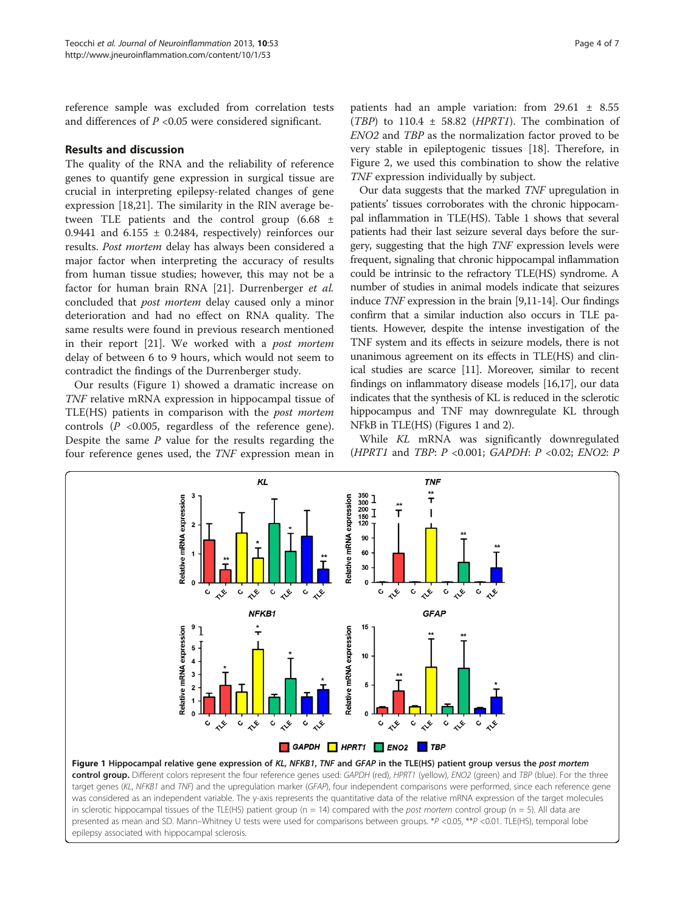reference sample was excluded from correlation tests and differences of $P$ <0.05 were considered significant.

## Results and discussion

The quality of the RNA and the reliability of reference genes to quantify gene expression in surgical tissue are crucial in interpreting epilepsy-related changes of gene expression [18,21]. The similarity in the RIN average between TLE patients and the control group (6.68 ± 0.9441 and 6.155 ± 0.2484, respectively) reinforces our results. *Post mortem* delay has always been considered a major factor when interpreting the accuracy of results from human tissue studies; however, this may not be a factor for human brain RNA [21]. Durrenberger *et al.* concluded that *post mortem* delay caused only a minor deterioration and had no effect on RNA quality. The same results were found in previous research mentioned in their report [21]. We worked with a *post mortem* delay of between 6 to 9 hours, which would not seem to contradict the findings of the Durrenberger study.

Our results (Figure 1) showed a dramatic increase on *TNF* relative mRNA expression in hippocampal tissue of TLE(HS) patients in comparison with the *post mortem* controls ($P$ <0.005, regardless of the reference gene). Despite the same $P$ value for the results regarding the four reference genes used, the *TNF* expression mean in patients had an ample variation: from 29.61 ± 8.55 (*TBP*) to 110.4 ± 58.82 (*HPRT1*). The combination of *ENO2* and *TBP* as the normalization factor proved to be very stable in epileptogenic tissues [18]. Therefore, in Figure 2, we used this combination to show the relative *TNF* expression individually by subject.

Our data suggests that the marked *TNF* upregulation in patients' tissues corroborates with the chronic hippocampal inflammation in TLE(HS). Table 1 shows that several patients had their last seizure several days before the surgery, suggesting that the high *TNF* expression levels were frequent, signaling that chronic hippocampal inflammation could be intrinsic to the refractory TLE(HS) syndrome. A number of studies in animal models indicate that seizures induce *TNF* expression in the brain [9,11-14]. Our findings confirm that a similar induction also occurs in TLE patients. However, despite the intense investigation of the TNF system and its effects in seizure models, there is not unanimous agreement on its effects in TLE(HS) and clinical studies are scarce [11]. Moreover, similar to recent findings on inflammatory disease models [16,17], our data indicates that the synthesis of KL is reduced in the sclerotic hippocampus and TNF may downregulate KL through NFkB in TLE(HS) (Figures 1 and 2).

While *KL* mRNA was significantly downregulated (*HPRT1* and *TBP*: $P$ <0.001; *GAPDH*: $P$ <0.02; *ENO2*: $P$

**Figure 1 Hippocampal relative gene expression of *KL*, *NFKB1*, *TNF* and *GFAP* in the TLE(HS) patient group versus the *post mortem* control group.** Different colors represent the four reference genes used: *GAPDH* (red), *HPRT1* (yellow), *ENO2* (green) and *TBP* (blue). For the three target genes (*KL*, *NFKB1* and *TNF*) and the upregulation marker (*GFAP*), four independent comparisons were performed, since each reference gene was considered as an independent variable. The y-axis represents the quantitative data of the relative mRNA expression of the target molecules in sclerotic hippocampal tissues of the TLE(HS) patient group (n = 14) compared with the *post mortem* control group (n = 5). All data are presented as mean and SD. Mann–Whitney U tests were used for comparisons between groups. *$P$ <0.05, **$P$ <0.01. TLE(HS), temporal lobe epilepsy associated with hippocampal sclerosis.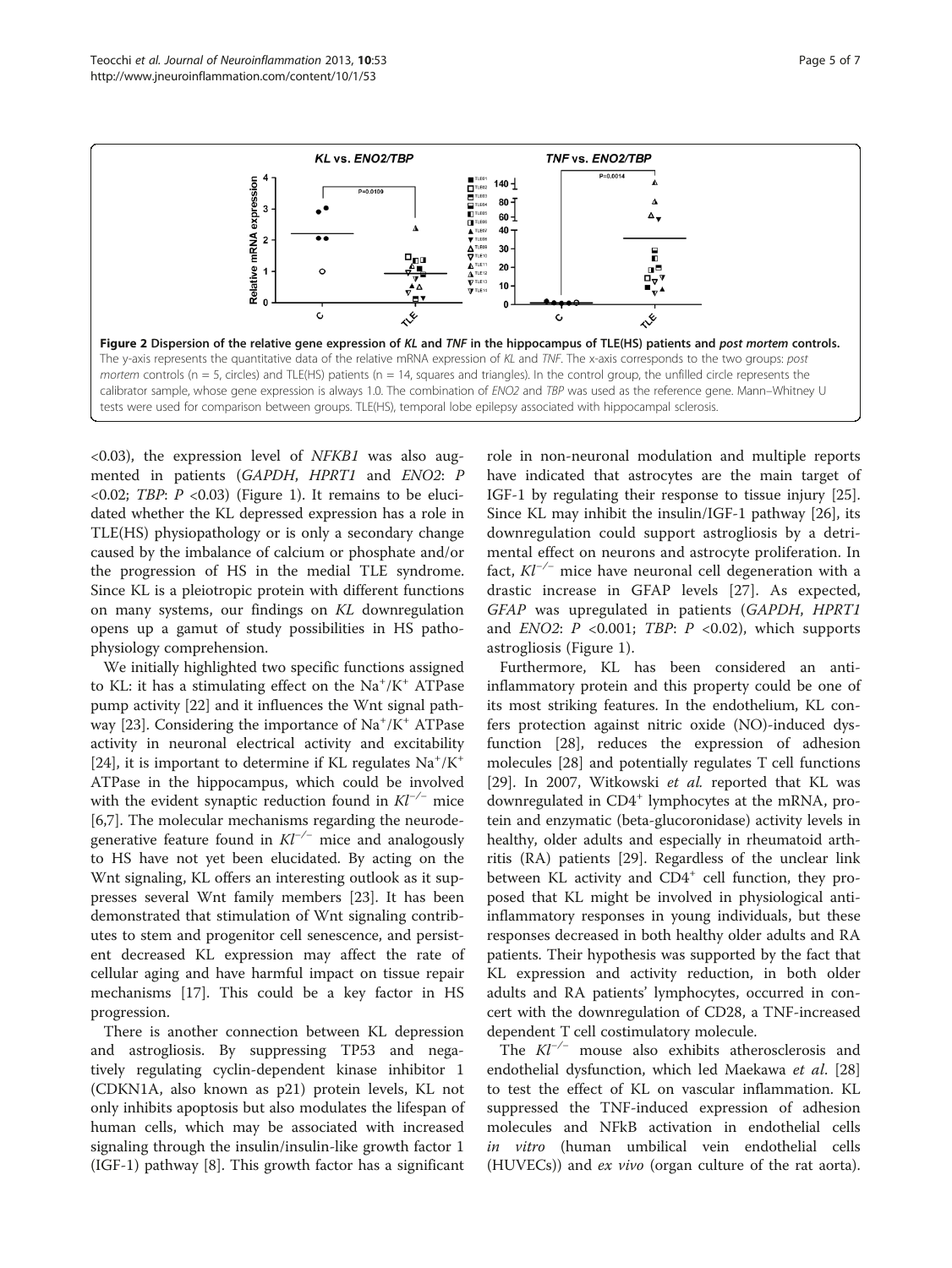**Figure 2 Dispersion of the relative gene expression of KL and TNF in the hippocampus of TLE(HS) patients and post mortem controls.** The y-axis represents the quantitative data of the relative mRNA expression of KL and TNF. The x-axis corresponds to the two groups: post mortem controls (n = 5, circles) and TLE(HS) patients (n = 14, squares and triangles). In the control group, the unfilled circle represents the calibrator sample, whose gene expression is always 1.0. The combination of ENO2 and TBP was used as the reference gene. Mann–Whitney U tests were used for comparison between groups. TLE(HS), temporal lobe epilepsy associated with hippocampal sclerosis.

<0.03), the expression level of *NFKB1* was also augmented in patients (*GAPDH*, *HPRT1* and *ENO2*: *P* <0.02; *TBP*: *P* <0.03) (Figure 1). It remains to be elucidated whether the KL depressed expression has a role in TLE(HS) physiopathology or is only a secondary change caused by the imbalance of calcium or phosphate and/or the progression of HS in the medial TLE syndrome. Since KL is a pleiotropic protein with different functions on many systems, our findings on *KL* downregulation opens up a gamut of study possibilities in HS pathophysiology comprehension.

We initially highlighted two specific functions assigned to KL: it has a stimulating effect on the $Na^+/K^+$ ATPase pump activity [22] and it influences the Wnt signal pathway [23]. Considering the importance of $Na^+/K^+$ ATPase activity in neuronal electrical activity and excitability [24], it is important to determine if KL regulates $Na^+/K^+$ ATPase in the hippocampus, which could be involved with the evident synaptic reduction found in $Kl^{-/-}$ mice [6,7]. The molecular mechanisms regarding the neurodegenerative feature found in $Kl^{-/-}$ mice and analogously to HS have not yet been elucidated. By acting on the Wnt signaling, KL offers an interesting outlook as it suppresses several Wnt family members [23]. It has been demonstrated that stimulation of Wnt signaling contributes to stem and progenitor cell senescence, and persistent decreased KL expression may affect the rate of cellular aging and have harmful impact on tissue repair mechanisms [17]. This could be a key factor in HS progression.

There is another connection between KL depression and astrogliosis. By suppressing TP53 and negatively regulating cyclin-dependent kinase inhibitor 1 (CDKN1A, also known as p21) protein levels, KL not only inhibits apoptosis but also modulates the lifespan of human cells, which may be associated with increased signaling through the insulin/insulin-like growth factor 1 (IGF-1) pathway [8]. This growth factor has a significant role in non-neuronal modulation and multiple reports have indicated that astrocytes are the main target of IGF-1 by regulating their response to tissue injury [25]. Since KL may inhibit the insulin/IGF-1 pathway [26], its downregulation could support astrogliosis by a detrimental effect on neurons and astrocyte proliferation. In fact, $Kl^{-/-}$ mice have neuronal cell degeneration with a drastic increase in GFAP levels [27]. As expected, *GFAP* was upregulated in patients (*GAPDH*, *HPRT1* and *ENO2*: *P* <0.001; *TBP*: *P* <0.02), which supports astrogliosis (Figure 1).

Furthermore, KL has been considered an anti-inflammatory protein and this property could be one of its most striking features. In the endothelium, KL confers protection against nitric oxide (NO)-induced dysfunction [28], reduces the expression of adhesion molecules [28] and potentially regulates T cell functions [29]. In 2007, Witkowski *et al.* reported that KL was downregulated in $CD4^+$ lymphocytes at the mRNA, protein and enzymatic (beta-glucoronidase) activity levels in healthy, older adults and especially in rheumatoid arthritis (RA) patients [29]. Regardless of the unclear link between KL activity and $CD4^+$ cell function, they proposed that KL might be involved in physiological anti-inflammatory responses in young individuals, but these responses decreased in both healthy older adults and RA patients. Their hypothesis was supported by the fact that KL expression and activity reduction, in both older adults and RA patients' lymphocytes, occurred in concert with the downregulation of CD28, a TNF-increased dependent T cell costimulatory molecule.

The $Kl^{-/-}$ mouse also exhibits atherosclerosis and endothelial dysfunction, which led Maekawa *et al.* [28] to test the effect of KL on vascular inflammation. KL suppressed the TNF-induced expression of adhesion molecules and NFkB activation in endothelial cells *in vitro* (human umbilical vein endothelial cells (HUVECs)) and *ex vivo* (organ culture of the rat aorta).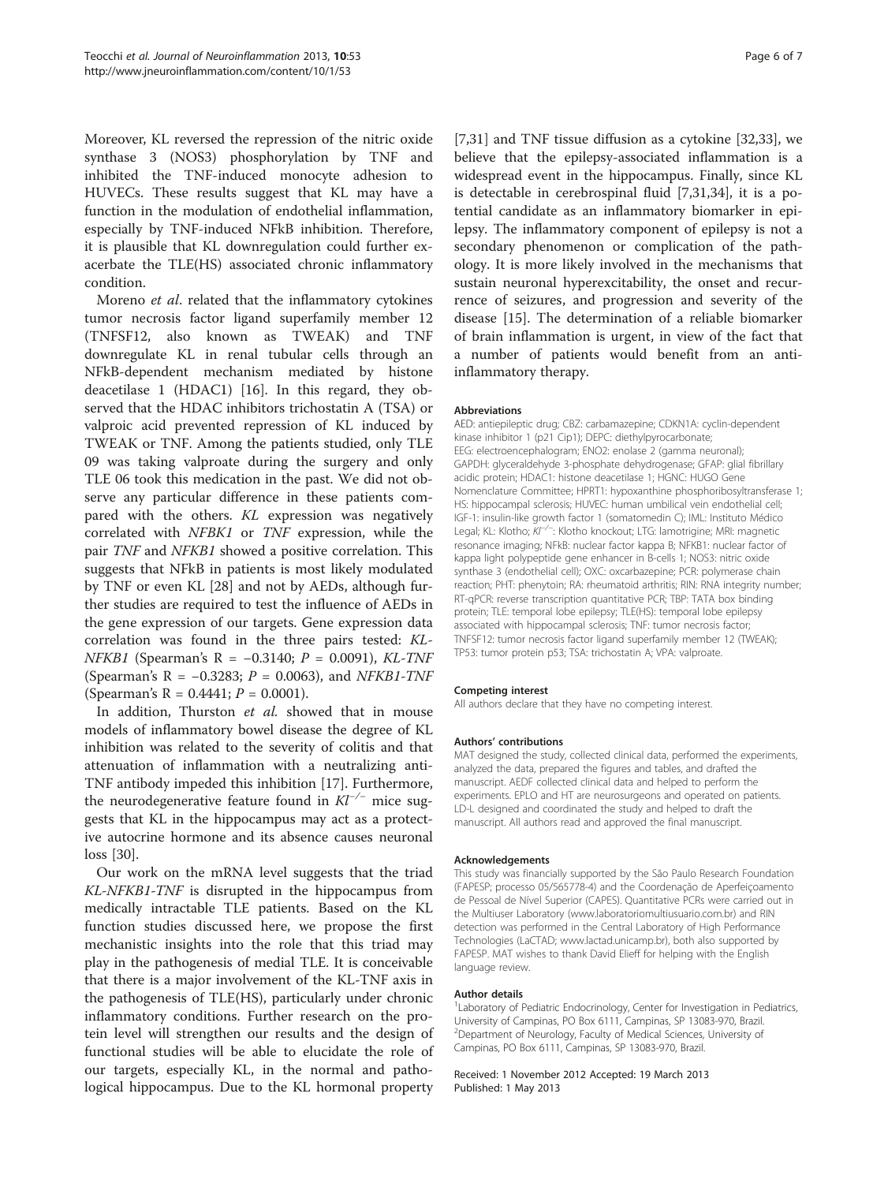Moreover, KL reversed the repression of the nitric oxide synthase 3 (NOS3) phosphorylation by TNF and inhibited the TNF-induced monocyte adhesion to HUVECs. These results suggest that KL may have a function in the modulation of endothelial inflammation, especially by TNF-induced NFkB inhibition. Therefore, it is plausible that KL downregulation could further exacerbate the TLE(HS) associated chronic inflammatory condition.

Moreno *et al*. related that the inflammatory cytokines tumor necrosis factor ligand superfamily member 12 (TNFSF12, also known as TWEAK) and TNF downregulate KL in renal tubular cells through an NFkB-dependent mechanism mediated by histone deacetilase 1 (HDAC1) [16]. In this regard, they observed that the HDAC inhibitors trichostatin A (TSA) or valproic acid prevented repression of KL induced by TWEAK or TNF. Among the patients studied, only TLE 09 was taking valproate during the surgery and only TLE 06 took this medication in the past. We did not observe any particular difference in these patients compared with the others. *KL* expression was negatively correlated with *NFBK1* or *TNF* expression, while the pair *TNF* and *NFKB1* showed a positive correlation. This suggests that NFkB in patients is most likely modulated by TNF or even KL [28] and not by AEDs, although further studies are required to test the influence of AEDs in the gene expression of our targets. Gene expression data correlation was found in the three pairs tested: *KL-NFKB1* (Spearman's R = −0.3140; *P* = 0.0091), *KL-TNF* (Spearman's R = −0.3283; *P* = 0.0063), and *NFKB1-TNF* (Spearman's R = 0.4441; *P* = 0.0001).

In addition, Thurston *et al.* showed that in mouse models of inflammatory bowel disease the degree of KL inhibition was related to the severity of colitis and that attenuation of inflammation with a neutralizing anti-TNF antibody impeded this inhibition [17]. Furthermore, the neurodegenerative feature found in $Kl^{-/-}$ mice suggests that KL in the hippocampus may act as a protective autocrine hormone and its absence causes neuronal loss [30].

Our work on the mRNA level suggests that the triad *KL-NFKB1-TNF* is disrupted in the hippocampus from medically intractable TLE patients. Based on the KL function studies discussed here, we propose the first mechanistic insights into the role that this triad may play in the pathogenesis of medial TLE. It is conceivable that there is a major involvement of the KL-TNF axis in the pathogenesis of TLE(HS), particularly under chronic inflammatory conditions. Further research on the protein level will strengthen our results and the design of functional studies will be able to elucidate the role of our targets, especially KL, in the normal and pathological hippocampus. Due to the KL hormonal property [7,31] and TNF tissue diffusion as a cytokine [32,33], we believe that the epilepsy-associated inflammation is a widespread event in the hippocampus. Finally, since KL is detectable in cerebrospinal fluid [7,31,34], it is a potential candidate as an inflammatory biomarker in epilepsy. The inflammatory component of epilepsy is not a secondary phenomenon or complication of the pathology. It is more likely involved in the mechanisms that sustain neuronal hyperexcitability, the onset and recurrence of seizures, and progression and severity of the disease [15]. The determination of a reliable biomarker of brain inflammation is urgent, in view of the fact that a number of patients would benefit from an anti-inflammatory therapy.

#### Abbreviations

AED: antiepileptic drug; CBZ: carbamazepine; CDKN1A: cyclin-dependent kinase inhibitor 1 (p21 Cip1); DEPC: diethylpyrocarbonate; EEG: electroencephalogram; ENO2: enolase 2 (gamma neuronal); GAPDH: glyceraldehyde 3-phosphate dehydrogenase; GFAP: glial fibrillary acidic protein; HDAC1: histone deacetilase 1; HGNC: HUGO Gene Nomenclature Committee; HPRT1: hypoxanthine phosphoribosyltransferase 1; HS: hippocampal sclerosis; HUVEC: human umbilical vein endothelial cell; IGF-1: insulin-like growth factor 1 (somatomedin C); IML: Instituto Médico Legal; KL: Klotho; $Kl^{-/-}$: Klotho knockout; LTG: lamotrigine; MRI: magnetic resonance imaging; NFkB: nuclear factor kappa B; NFKB1: nuclear factor of kappa light polypeptide gene enhancer in B-cells 1; NOS3: nitric oxide synthase 3 (endothelial cell); OXC: oxcarbazepine; PCR: polymerase chain reaction; PHT: phenytoin; RA: rheumatoid arthritis; RIN: RNA integrity number; RT-qPCR: reverse transcription quantitative PCR; TBP: TATA box binding protein; TLE: temporal lobe epilepsy; TLE(HS): temporal lobe epilepsy associated with hippocampal sclerosis; TNF: tumor necrosis factor; TNFSF12: tumor necrosis factor ligand superfamily member 12 (TWEAK); TP53: tumor protein p53; TSA: trichostatin A; VPA: valproate.

#### Competing interest

All authors declare that they have no competing interest.

#### Authors' contributions

MAT designed the study, collected clinical data, performed the experiments, analyzed the data, prepared the figures and tables, and drafted the manuscript. AEDF collected clinical data and helped to perform the experiments. EPLO and HT are neurosurgeons and operated on patients. LD-L designed and coordinated the study and helped to draft the manuscript. All authors read and approved the final manuscript.

#### Acknowledgements

This study was financially supported by the São Paulo Research Foundation (FAPESP; processo 05/565778-4) and the Coordenação de Aperfeiçoamento de Pessoal de Nível Superior (CAPES). Quantitative PCRs were carried out in the Multiuser Laboratory (www.laboratoriomultiusuario.com.br) and RIN detection was performed in the Central Laboratory of High Performance Technologies (LaCTAD; www.lactad.unicamp.br), both also supported by FAPESP. MAT wishes to thank David Elieff for helping with the English language review.

#### Author details

[1]Laboratory of Pediatric Endocrinology, Center for Investigation in Pediatrics, University of Campinas, PO Box 6111, Campinas, SP 13083-970, Brazil. [2]Department of Neurology, Faculty of Medical Sciences, University of Campinas, PO Box 6111, Campinas, SP 13083-970, Brazil.

Received: 1 November 2012 Accepted: 19 March 2013
Published: 1 May 2013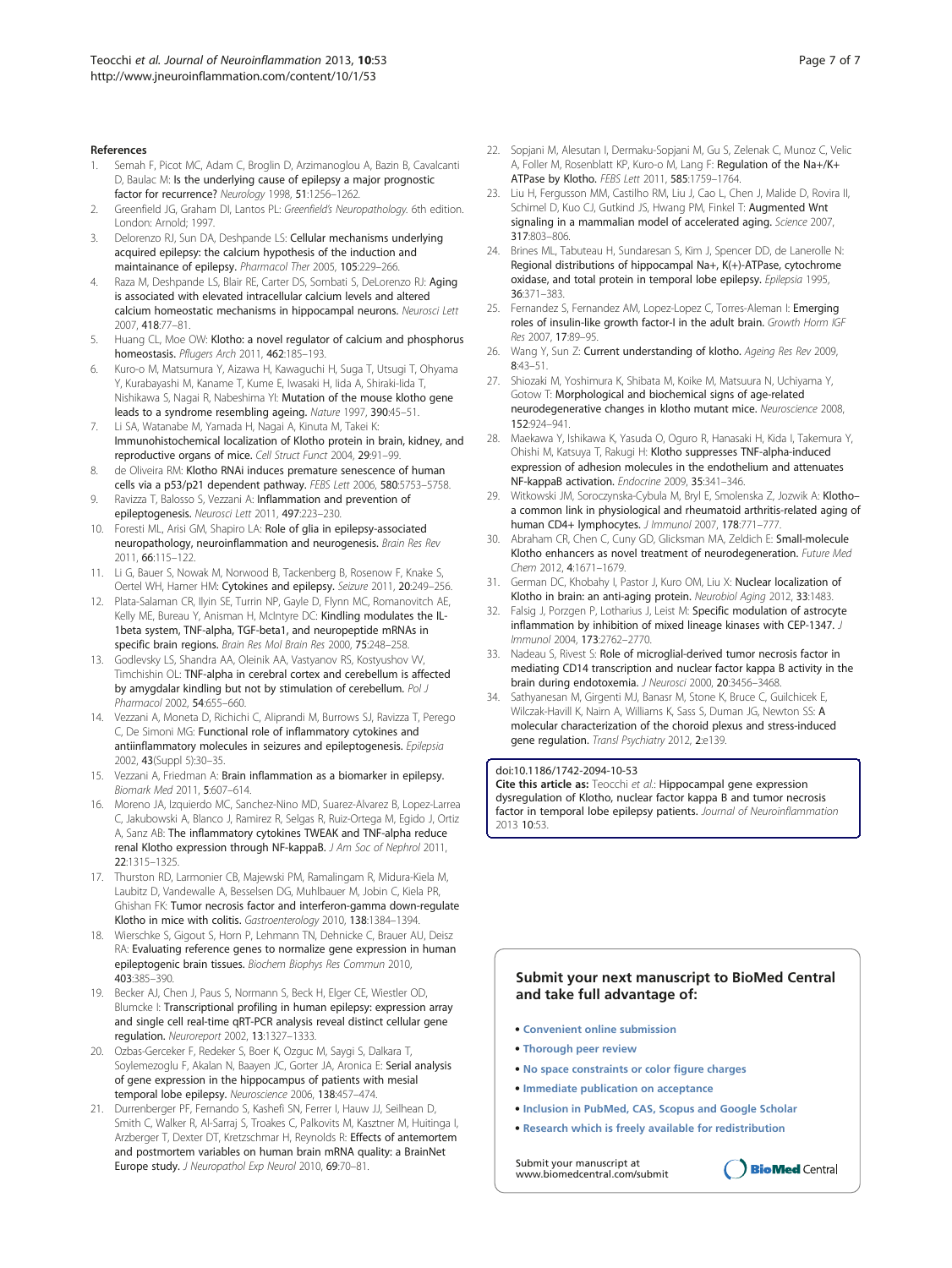## References

1. Semah F, Picot MC, Adam C, Broglin D, Arzimanoglou A, Bazin B, Cavalcanti D, Baulac M: **Is the underlying cause of epilepsy a major prognostic factor for recurrence?** *Neurology* 1998, **51**:1256–1262.
2. Greenfield JG, Graham DI, Lantos PL: *Greenfield's Neuropathology.* 6th edition. London: Arnold; 1997.
3. Delorenzo RJ, Sun DA, Deshpande LS: **Cellular mechanisms underlying acquired epilepsy: the calcium hypothesis of the induction and maintainance of epilepsy.** *Pharmacol Ther* 2005, **105**:229–266.
4. Raza M, Deshpande LS, Blair RE, Carter DS, Sombati S, DeLorenzo RJ: **Aging is associated with elevated intracellular calcium levels and altered calcium homeostatic mechanisms in hippocampal neurons.** *Neurosci Lett* 2007, **418**:77–81.
5. Huang CL, Moe OW: **Klotho: a novel regulator of calcium and phosphorus homeostasis.** *Pflugers Arch* 2011, **462**:185–193.
6. Kuro-o M, Matsumura Y, Aizawa H, Kawaguchi H, Suga T, Utsugi T, Ohyama Y, Kurabayashi M, Kaname T, Kume E, Iwasaki H, Iida A, Shiraki-Iida T, Nishikawa S, Nagai R, Nabeshima YI: **Mutation of the mouse klotho gene leads to a syndrome resembling ageing.** *Nature* 1997, **390**:45–51.
7. Li SA, Watanabe M, Yamada H, Nagai A, Kinuta M, Takei K: **Immunohistochemical localization of Klotho protein in brain, kidney, and reproductive organs of mice.** *Cell Struct Funct* 2004, **29**:91–99.
8. de Oliveira RM: **Klotho RNAi induces premature senescence of human cells via a p53/p21 dependent pathway.** *FEBS Lett* 2006, **580**:5753–5758.
9. Ravizza T, Balosso S, Vezzani A: **Inflammation and prevention of epileptogenesis.** *Neurosci Lett* 2011, **497**:223–230.
10. Foresti ML, Arisi GM, Shapiro LA: **Role of glia in epilepsy-associated neuropathology, neuroinflammation and neurogenesis.** *Brain Res Rev* 2011, **66**:115–122.
11. Li G, Bauer S, Nowak M, Norwood B, Tackenberg B, Rosenow F, Knake S, Oertel WH, Hamer HM: **Cytokines and epilepsy.** *Seizure* 2011, **20**:249–256.
12. Plata-Salaman CR, Ilyin SE, Turrin NP, Gayle D, Flynn MC, Romanovitch AE, Kelly ME, Bureau Y, Anisman H, McIntyre DC: **Kindling modulates the IL-1beta system, TNF-alpha, TGF-beta1, and neuropeptide mRNAs in specific brain regions.** *Brain Res Mol Brain Res* 2000, **75**:248–258.
13. Godlevsky LS, Shandra AA, Oleinik AA, Vastyanov RS, Kostyushov VV, Timchishin OL: **TNF-alpha in cerebral cortex and cerebellum is affected by amygdalar kindling but not by stimulation of cerebellum.** *Pol J Pharmacol* 2002, **54**:655–660.
14. Vezzani A, Moneta D, Richichi C, Aliprandi M, Burrows SJ, Ravizza T, Perego C, De Simoni MG: **Functional role of inflammatory cytokines and antiinflammatory molecules in seizures and epileptogenesis.** *Epilepsia* 2002, **43**(Suppl 5):30–35.
15. Vezzani A, Friedman A: **Brain inflammation as a biomarker in epilepsy.** *Biomark Med* 2011, **5**:607–614.
16. Moreno JA, Izquierdo MC, Sanchez-Nino MD, Suarez-Alvarez B, Lopez-Larrea C, Jakubowski A, Blanco J, Ramirez R, Selgas R, Ruiz-Ortega M, Egido J, Ortiz A, Sanz AB: **The inflammatory cytokines TWEAK and TNF-alpha reduce renal Klotho expression through NF-kappaB.** *J Am Soc of Nephrol* 2011, **22**:1315–1325.
17. Thurston RD, Larmonier CB, Majewski PM, Ramalingam R, Midura-Kiela M, Laubitz D, Vandewalle A, Besselsen DG, Muhlbauer M, Jobin C, Kiela PR, Ghishan FK: **Tumor necrosis factor and interferon-gamma down-regulate Klotho in mice with colitis.** *Gastroenterology* 2010, **138**:1384–1394.
18. Wierschke S, Gigout S, Horn P, Lehmann TN, Dehnicke C, Brauer AU, Deisz RA: **Evaluating reference genes to normalize gene expression in human epileptogenic brain tissues.** *Biochem Biophys Res Commun* 2010, **403**:385–390.
19. Becker AJ, Chen J, Paus S, Normann S, Beck H, Elger CE, Wiestler OD, Blumcke I: **Transcriptional profiling in human epilepsy: expression array and single cell real-time qRT-PCR analysis reveal distinct cellular gene regulation.** *Neuroreport* 2002, **13**:1327–1333.
20. Ozbas-Gerceker F, Redeker S, Boer K, Ozguc M, Saygi S, Dalkara T, Soylemezoglu F, Akalan N, Baayen JC, Gorter JA, Aronica E: **Serial analysis of gene expression in the hippocampus of patients with mesial temporal lobe epilepsy.** *Neuroscience* 2006, **138**:457–474.
21. Durrenberger PF, Fernando S, Kashefi SN, Ferrer I, Hauw JJ, Seilhean D, Smith C, Walker R, Al-Sarraj S, Troakes C, Palkovits M, Kasztner M, Huitinga I, Arzberger T, Dexter DT, Kretzschmar H, Reynolds R: **Effects of antemortem and postmortem variables on human brain mRNA quality: a BrainNet Europe study.** *J Neuropathol Exp Neurol* 2010, **69**:70–81.
22. Sopjani M, Alesutan I, Dermaku-Sopjani M, Gu S, Zelenak C, Munoz C, Velic A, Foller M, Rosenblatt KP, Kuro-o M, Lang F: **Regulation of the Na+/K+ ATPase by Klotho.** *FEBS Lett* 2011, **585**:1759–1764.
23. Liu H, Fergusson MM, Castilho RM, Liu J, Cao L, Chen J, Malide D, Rovira II, Schimel D, Kuo CJ, Gutkind JS, Hwang PM, Finkel T: **Augmented Wnt signaling in a mammalian model of accelerated aging.** *Science* 2007, **317**:803–806.
24. Brines ML, Tabuteau H, Sundaresan S, Kim J, Spencer DD, de Lanerolle N: **Regional distributions of hippocampal Na+, K(+)-ATPase, cytochrome oxidase, and total protein in temporal lobe epilepsy.** *Epilepsia* 1995, **36**:371–383.
25. Fernandez S, Fernandez AM, Lopez-Lopez C, Torres-Aleman I: **Emerging roles of insulin-like growth factor-I in the adult brain.** *Growth Horm IGF Res* 2007, **17**:89–95.
26. Wang Y, Sun Z: **Current understanding of klotho.** *Ageing Res Rev* 2009, **8**:43–51.
27. Shiozaki M, Yoshimura K, Shibata M, Koike M, Matsuura N, Uchiyama Y, Gotow T: **Morphological and biochemical signs of age-related neurodegenerative changes in klotho mutant mice.** *Neuroscience* 2008, **152**:924–941.
28. Maekawa Y, Ishikawa K, Yasuda O, Oguro R, Hanasaki H, Kida I, Takemura Y, Ohishi M, Katsuya T, Rakugi H: **Klotho suppresses TNF-alpha-induced expression of adhesion molecules in the endothelium and attenuates NF-kappaB activation.** *Endocrine* 2009, **35**:341–346.
29. Witkowski JM, Soroczynska-Cybula M, Bryl E, Smolenska Z, Jozwik A: **Klotho–a common link in physiological and rheumatoid arthritis-related aging of human CD4+ lymphocytes.** *J Immunol* 2007, **178**:771–777.
30. Abraham CR, Chen C, Cuny GD, Glicksman MA, Zeldich E: **Small-molecule Klotho enhancers as novel treatment of neurodegeneration.** *Future Med Chem* 2012, **4**:1671–1679.
31. German DC, Khobahy I, Pastor J, Kuro OM, Liu X: **Nuclear localization of Klotho in brain: an anti-aging protein.** *Neurobiol Aging* 2012, **33**:1483.
32. Falsig J, Porzgen P, Lotharius J, Leist M: **Specific modulation of astrocyte inflammation by inhibition of mixed lineage kinases with CEP-1347.** *J Immunol* 2004, **173**:2762–2770.
33. Nadeau S, Rivest S: **Role of microglial-derived tumor necrosis factor in mediating CD14 transcription and nuclear factor kappa B activity in the brain during endotoxemia.** *J Neurosci* 2000, **20**:3456–3468.
34. Sathyanesan M, Girgenti MJ, Banasr M, Stone K, Bruce C, Guilchicek E, Wilczak-Havill K, Nairn A, Williams K, Sass S, Duman JG, Newton SS: **A molecular characterization of the choroid plexus and stress-induced gene regulation.** *Transl Psychiatry* 2012, **2**:e139.

doi:10.1186/1742-2094-10-53

**Cite this article as:** Teocchi *et al.*: Hippocampal gene expression dysregulation of Klotho, nuclear factor kappa B and tumor necrosis factor in temporal lobe epilepsy patients. *Journal of Neuroinflammation* 2013 **10**:53.

**Submit your next manuscript to BioMed Central and take full advantage of:**

- **Convenient online submission**
- **Thorough peer review**
- **No space constraints or color figure charges**
- **Immediate publication on acceptance**
- **Inclusion in PubMed, CAS, Scopus and Google Scholar**
- **Research which is freely available for redistribution**

Submit your manuscript at
www.biomedcentral.com/submit

BioMed Central